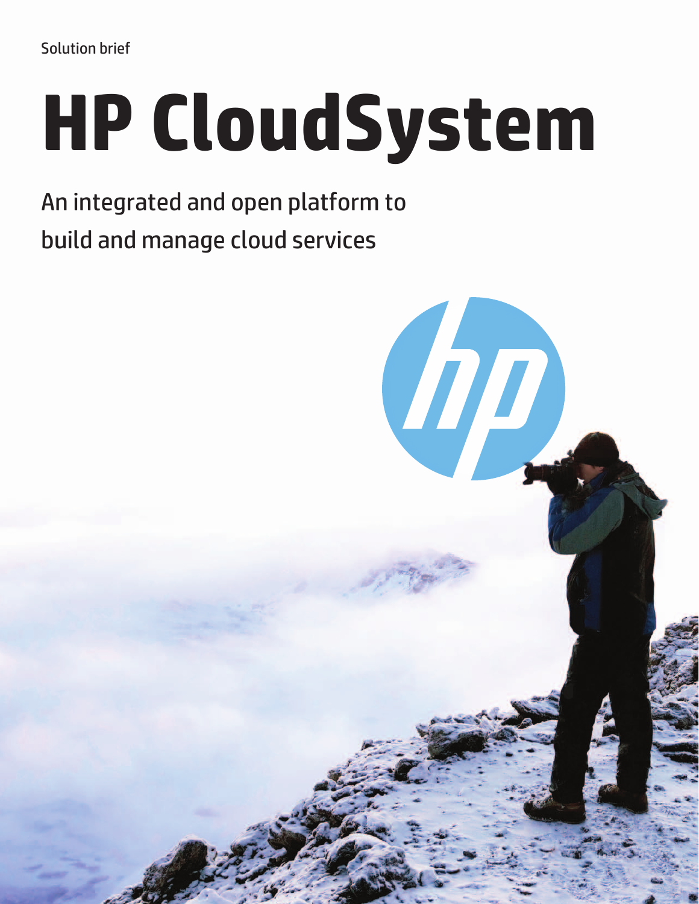Solution brief

# HP CloudSystem

An integrated and open platform to build and manage cloud services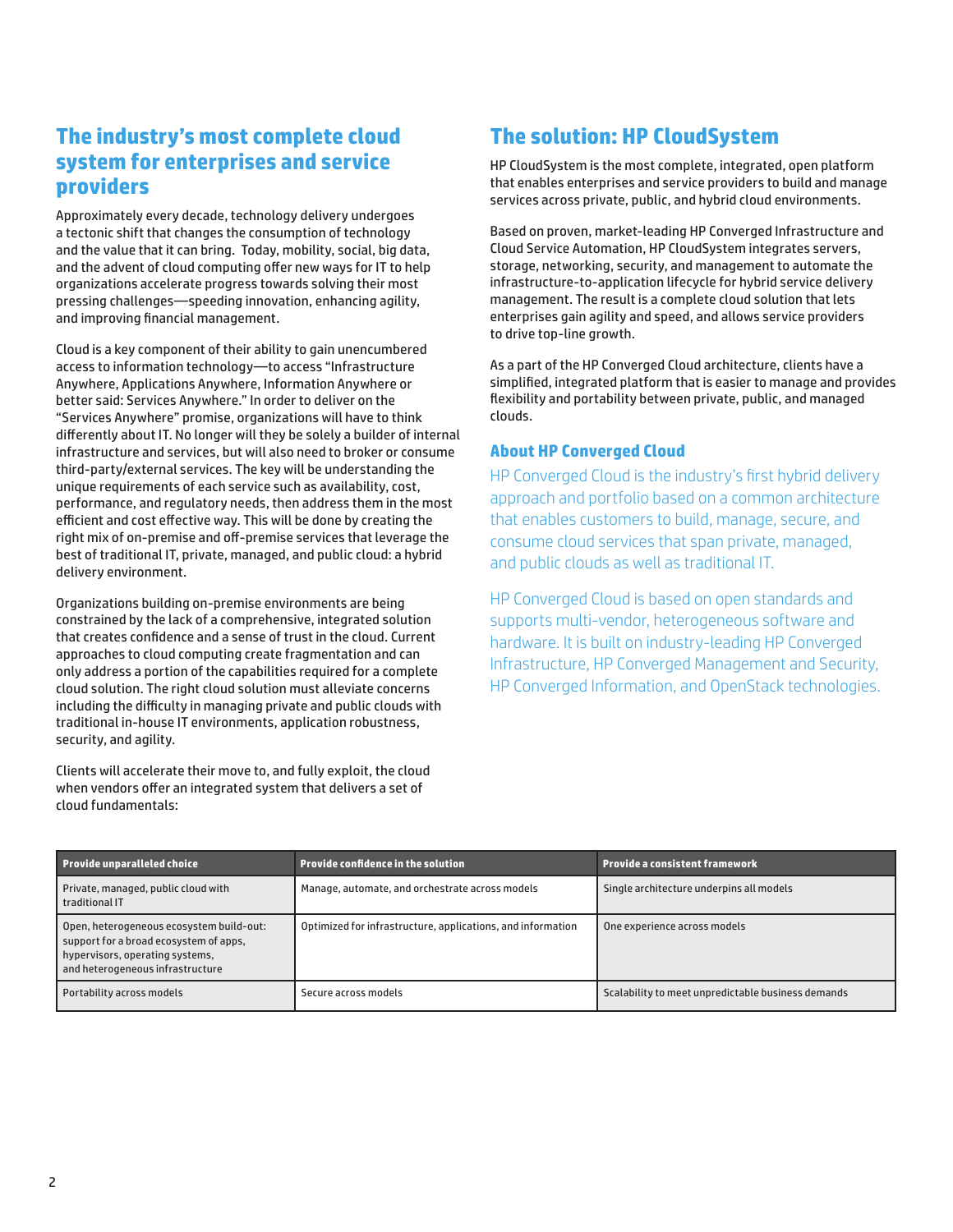## The industry's most complete cloud system for enterprises and service providers

Approximately every decade, technology delivery undergoes a tectonic shift that changes the consumption of technology and the value that it can bring. Today, mobility, social, big data, and the advent of cloud computing offer new ways for IT to help organizations accelerate progress towards solving their most pressing challenges—speeding innovation, enhancing agility, and improving financial management.

Cloud is a key component of their ability to gain unencumbered access to information technology—to access "Infrastructure Anywhere, Applications Anywhere, Information Anywhere or better said: Services Anywhere." In order to deliver on the "Services Anywhere" promise, organizations will have to think differently about IT. No longer will they be solely a builder of internal infrastructure and services, but will also need to broker or consume third-party/external services. The key will be understanding the unique requirements of each service such as availability, cost, performance, and regulatory needs, then address them in the most efficient and cost effective way. This will be done by creating the right mix of on-premise and off-premise services that leverage the best of traditional IT, private, managed, and public cloud: a hybrid delivery environment.

Organizations building on-premise environments are being constrained by the lack of a comprehensive, integrated solution that creates confidence and a sense of trust in the cloud. Current approaches to cloud computing create fragmentation and can only address a portion of the capabilities required for a complete cloud solution. The right cloud solution must alleviate concerns including the difficulty in managing private and public clouds with traditional in-house IT environments, application robustness, security, and agility.

Clients will accelerate their move to, and fully exploit, the cloud when vendors offer an integrated system that delivers a set of cloud fundamentals:

| Provide unparalleled choice | Provide confidence in the solution | Provide a consistent framework |
|---|---|---|
| Private, managed, public cloud with traditional IT | Manage, automate, and orchestrate across models | Single architecture underpins all models |
| Open, heterogeneous ecosystem build-out: support for a broad ecosystem of apps, hypervisors, operating systems, and heterogeneous infrastructure | Optimized for infrastructure, applications, and information | One experience across models |
| Portability across models | Secure across models | Scalability to meet unpredictable business demands |

## The solution: HP CloudSystem

HP CloudSystem is the most complete, integrated, open platform that enables enterprises and service providers to build and manage services across private, public, and hybrid cloud environments.

Based on proven, market-leading HP Converged Infrastructure and Cloud Service Automation, HP CloudSystem integrates servers, storage, networking, security, and management to automate the infrastructure-to-application lifecycle for hybrid service delivery management. The result is a complete cloud solution that lets enterprises gain agility and speed, and allows service providers to drive top-line growth.

As a part of the HP Converged Cloud architecture, clients have a simplified, integrated platform that is easier to manage and provides flexibility and portability between private, public, and managed clouds.

### About HP Converged Cloud

HP Converged Cloud is the industry's first hybrid delivery approach and portfolio based on a common architecture that enables customers to build, manage, secure, and consume cloud services that span private, managed, and public clouds as well as traditional IT.

HP Converged Cloud is based on open standards and supports multi-vendor, heterogeneous software and hardware. It is built on industry-leading HP Converged Infrastructure, HP Converged Management and Security, HP Converged Information, and OpenStack technologies.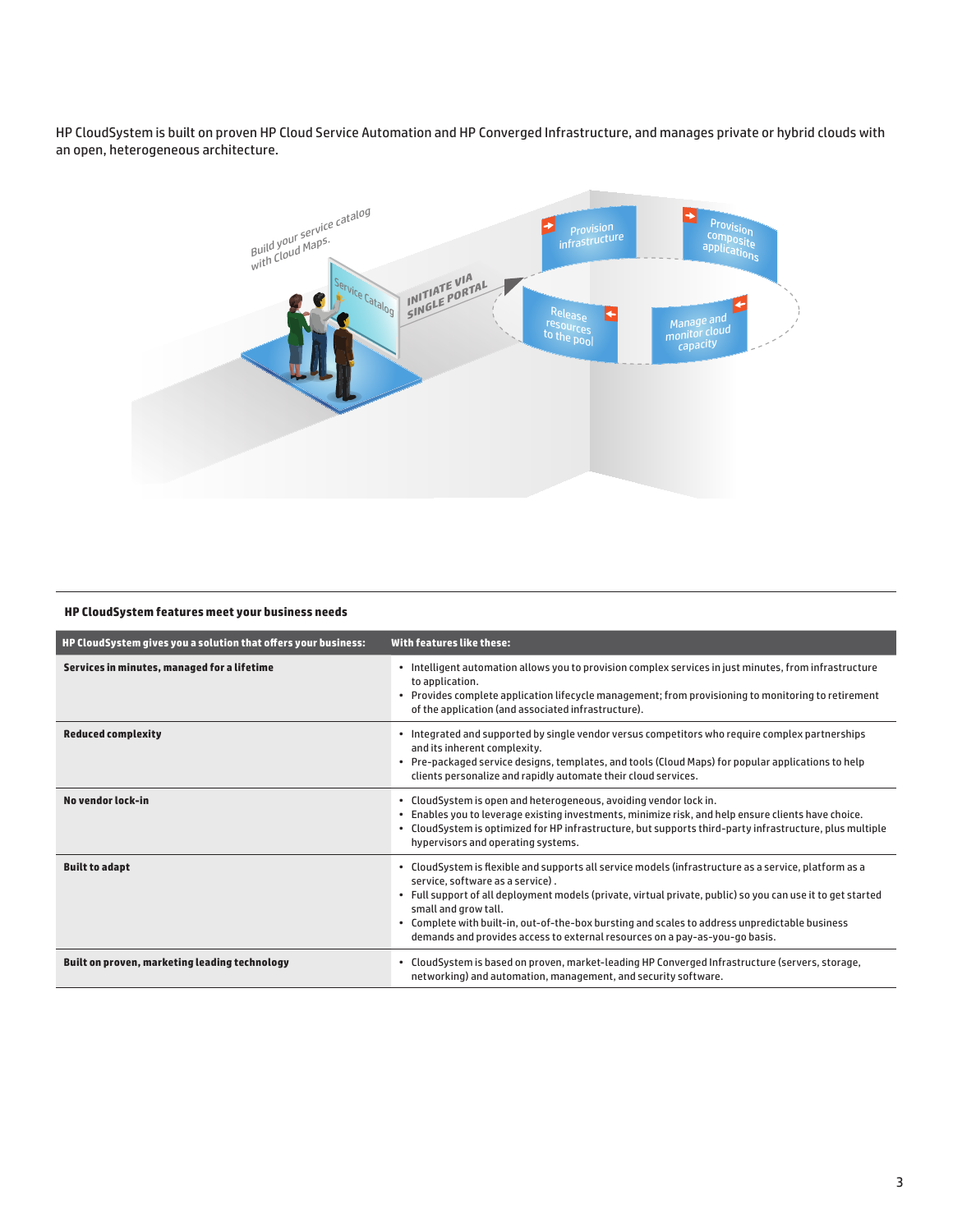HP CloudSystem is built on proven HP Cloud Service Automation and HP Converged Infrastructure, and manages private or hybrid clouds with an open, heterogeneous architecture.

### HP CloudSystem features meet your business needs

| HP CloudSystem gives you a solution that offers your business: | With features like these: |
|---|---|
| **Services in minutes, managed for a lifetime** | • Intelligent automation allows you to provision complex services in just minutes, from infrastructure to application.<br>• Provides complete application lifecycle management; from provisioning to monitoring to retirement of the application (and associated infrastructure). |
| **Reduced complexity** | • Integrated and supported by single vendor versus competitors who require complex partnerships and its inherent complexity.<br>• Pre-packaged service designs, templates, and tools (Cloud Maps) for popular applications to help clients personalize and rapidly automate their cloud services. |
| **No vendor lock-in** | • CloudSystem is open and heterogeneous, avoiding vendor lock in.<br>• Enables you to leverage existing investments, minimize risk, and help ensure clients have choice.<br>• CloudSystem is optimized for HP infrastructure, but supports third-party infrastructure, plus multiple hypervisors and operating systems. |
| **Built to adapt** | • CloudSystem is flexible and supports all service models (infrastructure as a service, platform as a service, software as a service) .<br>• Full support of all deployment models (private, virtual private, public) so you can use it to get started small and grow tall.<br>• Complete with built-in, out-of-the-box bursting and scales to address unpredictable business demands and provides access to external resources on a pay-as-you-go basis. |
| **Built on proven, marketing leading technology** | • CloudSystem is based on proven, market-leading HP Converged Infrastructure (servers, storage, networking) and automation, management, and security software. |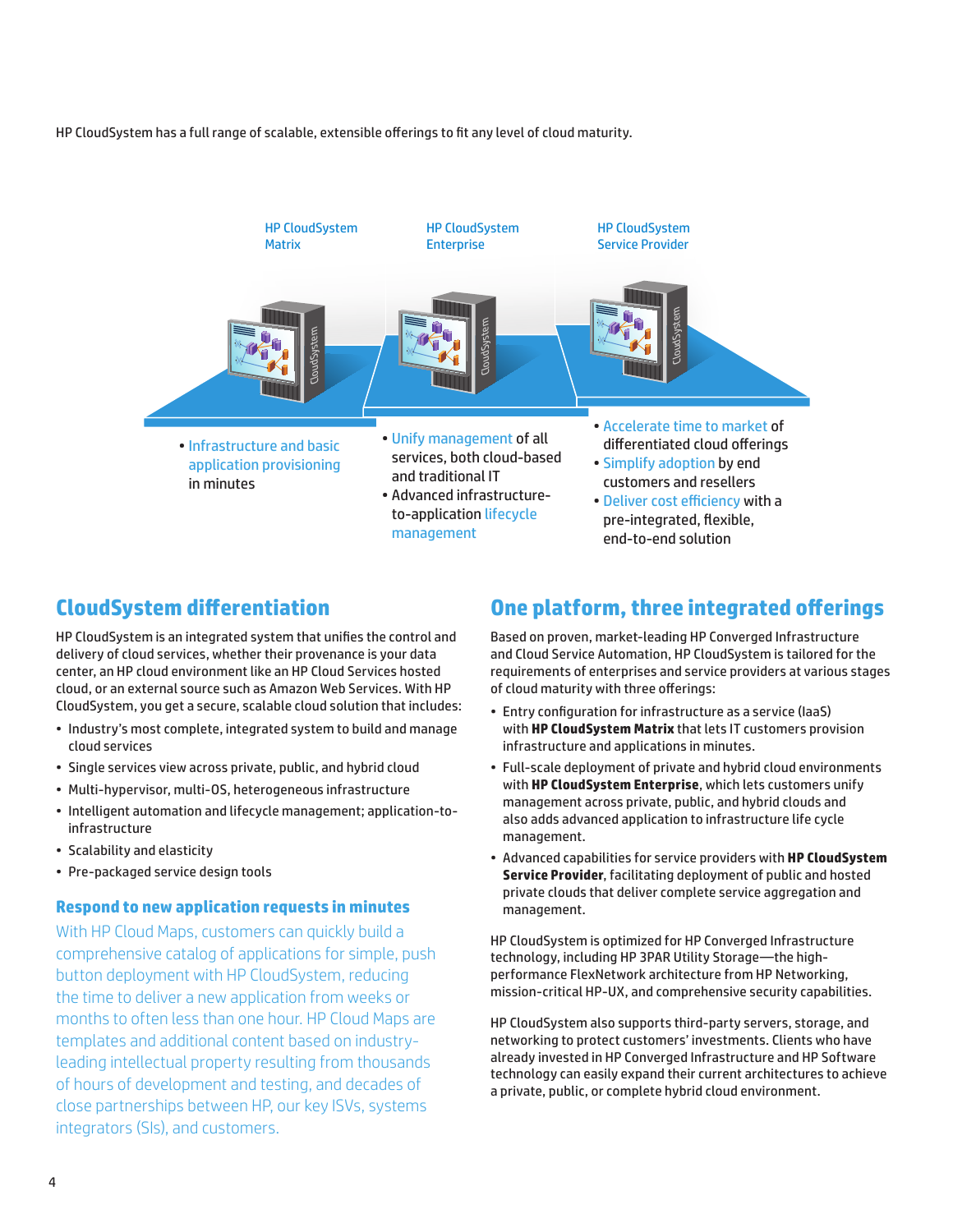HP CloudSystem has a full range of scalable, extensible offerings to fit any level of cloud maturity.

**HP CloudSystem Matrix**

- Infrastructure and basic application provisioning in minutes

**HP CloudSystem Enterprise**

- Unify management of all services, both cloud-based and traditional IT
- Advanced infrastructure-to-application lifecycle management

**HP CloudSystem Service Provider**

- Accelerate time to market of differentiated cloud offerings
- Simplify adoption by end customers and resellers
- Deliver cost efficiency with a pre-integrated, flexible, end-to-end solution

## CloudSystem differentiation

HP CloudSystem is an integrated system that unifies the control and delivery of cloud services, whether their provenance is your data center, an HP cloud environment like an HP Cloud Services hosted cloud, or an external source such as Amazon Web Services. With HP CloudSystem, you get a secure, scalable cloud solution that includes:

- Industry's most complete, integrated system to build and manage cloud services
- Single services view across private, public, and hybrid cloud
- Multi-hypervisor, multi-OS, heterogeneous infrastructure
- Intelligent automation and lifecycle management; application-to-infrastructure
- Scalability and elasticity
- Pre-packaged service design tools

### Respond to new application requests in minutes

With HP Cloud Maps, customers can quickly build a comprehensive catalog of applications for simple, push button deployment with HP CloudSystem, reducing the time to deliver a new application from weeks or months to often less than one hour. HP Cloud Maps are templates and additional content based on industry-leading intellectual property resulting from thousands of hours of development and testing, and decades of close partnerships between HP, our key ISVs, systems integrators (SIs), and customers.

## One platform, three integrated offerings

Based on proven, market-leading HP Converged Infrastructure and Cloud Service Automation, HP CloudSystem is tailored for the requirements of enterprises and service providers at various stages of cloud maturity with three offerings:

- Entry configuration for infrastructure as a service (IaaS) with **HP CloudSystem Matrix** that lets IT customers provision infrastructure and applications in minutes.
- Full-scale deployment of private and hybrid cloud environments with **HP CloudSystem Enterprise**, which lets customers unify management across private, public, and hybrid clouds and also adds advanced application to infrastructure life cycle management.
- Advanced capabilities for service providers with **HP CloudSystem Service Provider**, facilitating deployment of public and hosted private clouds that deliver complete service aggregation and management.

HP CloudSystem is optimized for HP Converged Infrastructure technology, including HP 3PAR Utility Storage—the high-performance FlexNetwork architecture from HP Networking, mission-critical HP-UX, and comprehensive security capabilities.

HP CloudSystem also supports third-party servers, storage, and networking to protect customers' investments. Clients who have already invested in HP Converged Infrastructure and HP Software technology can easily expand their current architectures to achieve a private, public, or complete hybrid cloud environment.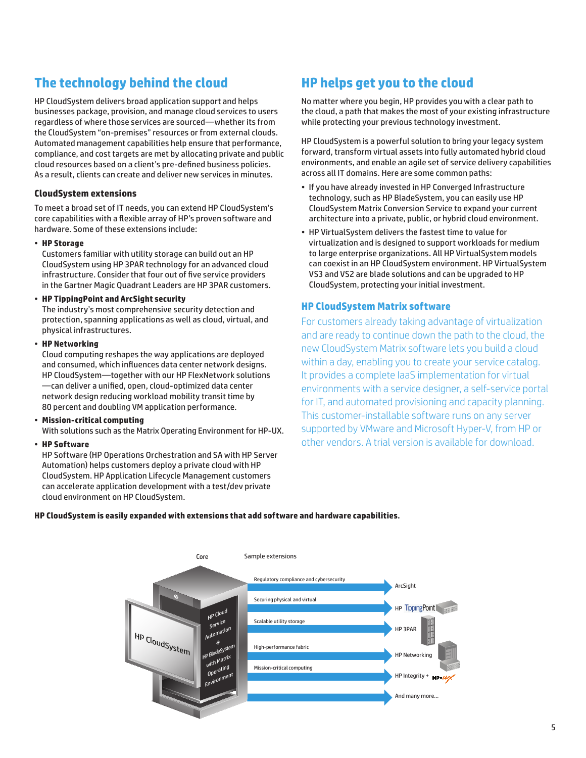## The technology behind the cloud

HP CloudSystem delivers broad application support and helps businesses package, provision, and manage cloud services to users regardless of where those services are sourced—whether its from the CloudSystem "on-premises" resources or from external clouds. Automated management capabilities help ensure that performance, compliance, and cost targets are met by allocating private and public cloud resources based on a client's pre-defined business policies. As a result, clients can create and deliver new services in minutes.

### CloudSystem extensions

To meet a broad set of IT needs, you can extend HP CloudSystem's core capabilities with a flexible array of HP's proven software and hardware. Some of these extensions include:

- **HP Storage**
  Customers familiar with utility storage can build out an HP CloudSystem using HP 3PAR technology for an advanced cloud infrastructure. Consider that four out of five service providers in the Gartner Magic Quadrant Leaders are HP 3PAR customers.
- **HP TippingPoint and ArcSight security**
  The industry's most comprehensive security detection and protection, spanning applications as well as cloud, virtual, and physical infrastructures.
- **HP Networking**
  Cloud computing reshapes the way applications are deployed and consumed, which influences data center network designs. HP CloudSystem—together with our HP FlexNetwork solutions—can deliver a unified, open, cloud-optimized data center network design reducing workload mobility transit time by 80 percent and doubling VM application performance.
- **Mission-critical computing**
  With solutions such as the Matrix Operating Environment for HP-UX.
- **HP Software**
  HP Software (HP Operations Orchestration and SA with HP Server Automation) helps customers deploy a private cloud with HP CloudSystem. HP Application Lifecycle Management customers can accelerate application development with a test/dev private cloud environment on HP CloudSystem.

## HP helps get you to the cloud

No matter where you begin, HP provides you with a clear path to the cloud, a path that makes the most of your existing infrastructure while protecting your previous technology investment.

HP CloudSystem is a powerful solution to bring your legacy system forward, transform virtual assets into fully automated hybrid cloud environments, and enable an agile set of service delivery capabilities across all IT domains. Here are some common paths:

- If you have already invested in HP Converged Infrastructure technology, such as HP BladeSystem, you can easily use HP CloudSystem Matrix Conversion Service to expand your current architecture into a private, public, or hybrid cloud environment.
- HP VirtualSystem delivers the fastest time to value for virtualization and is designed to support workloads for medium to large enterprise organizations. All HP VirtualSystem models can coexist in an HP CloudSystem environment. HP VirtualSystem VS3 and VS2 are blade solutions and can be upgraded to HP CloudSystem, protecting your initial investment.

### HP CloudSystem Matrix software

For customers already taking advantage of virtualization and are ready to continue down the path to the cloud, the new CloudSystem Matrix software lets you build a cloud within a day, enabling you to create your service catalog. It provides a complete IaaS implementation for virtual environments with a service designer, a self-service portal for IT, and automated provisioning and capacity planning. This customer-installable software runs on any server supported by VMware and Microsoft Hyper-V, from HP or other vendors. A trial version is available for download.

**HP CloudSystem is easily expanded with extensions that add software and hardware capabilities.**

Core: HP CloudSystem — HP Cloud Service Automation + HP BladeSystem with Matrix Operating Environment

Sample extensions:

- Regulatory compliance and cybersecurity → ArcSight
- Securing physical and virtual → HP TippingPoint
- Scalable utility storage → HP 3PAR
- High-performance fabric → HP Networking
- Mission-critical computing → HP Integrity + HP-UX
- And many more...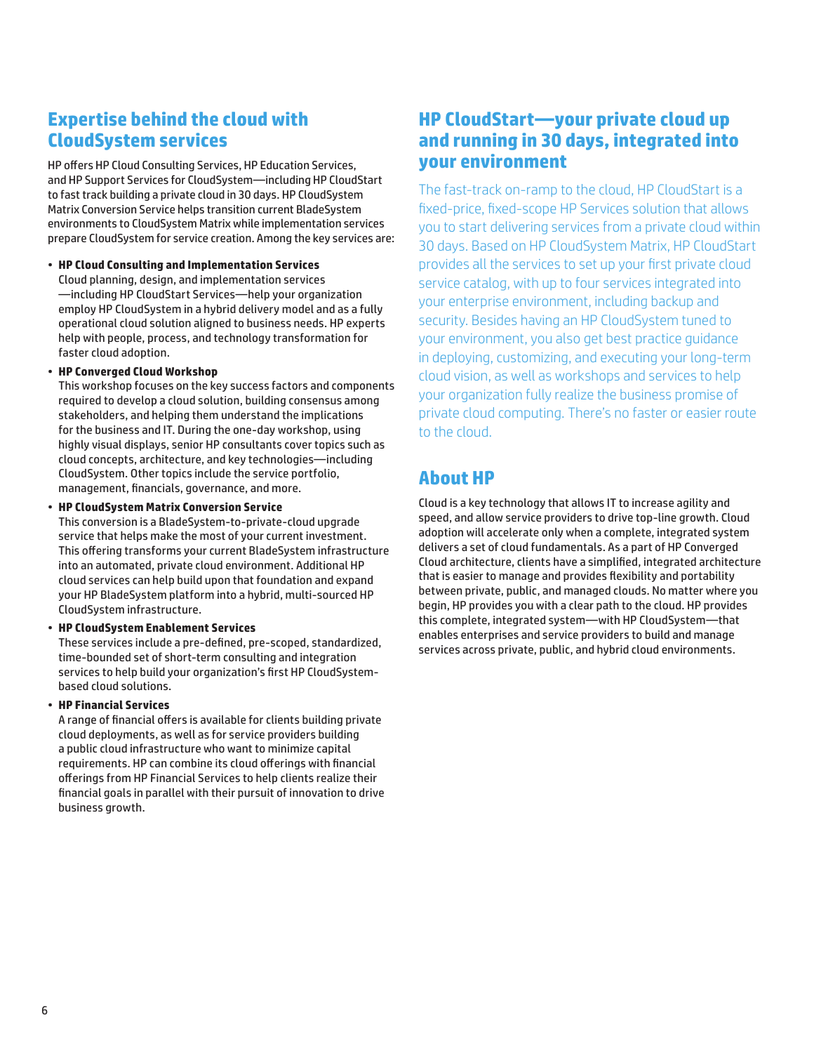## Expertise behind the cloud with CloudSystem services

HP offers HP Cloud Consulting Services, HP Education Services, and HP Support Services for CloudSystem—including HP CloudStart to fast track building a private cloud in 30 days. HP CloudSystem Matrix Conversion Service helps transition current BladeSystem environments to CloudSystem Matrix while implementation services prepare CloudSystem for service creation. Among the key services are:

- **HP Cloud Consulting and Implementation Services**
  Cloud planning, design, and implementation services —including HP CloudStart Services—help your organization employ HP CloudSystem in a hybrid delivery model and as a fully operational cloud solution aligned to business needs. HP experts help with people, process, and technology transformation for faster cloud adoption.
- **HP Converged Cloud Workshop**
  This workshop focuses on the key success factors and components required to develop a cloud solution, building consensus among stakeholders, and helping them understand the implications for the business and IT. During the one-day workshop, using highly visual displays, senior HP consultants cover topics such as cloud concepts, architecture, and key technologies—including CloudSystem. Other topics include the service portfolio, management, financials, governance, and more.
- **HP CloudSystem Matrix Conversion Service**
  This conversion is a BladeSystem-to-private-cloud upgrade service that helps make the most of your current investment. This offering transforms your current BladeSystem infrastructure into an automated, private cloud environment. Additional HP cloud services can help build upon that foundation and expand your HP BladeSystem platform into a hybrid, multi-sourced HP CloudSystem infrastructure.
- **HP CloudSystem Enablement Services**
  These services include a pre-defined, pre-scoped, standardized, time-bounded set of short-term consulting and integration services to help build your organization's first HP CloudSystem-based cloud solutions.
- **HP Financial Services**
  A range of financial offers is available for clients building private cloud deployments, as well as for service providers building a public cloud infrastructure who want to minimize capital requirements. HP can combine its cloud offerings with financial offerings from HP Financial Services to help clients realize their financial goals in parallel with their pursuit of innovation to drive business growth.

## HP CloudStart—your private cloud up and running in 30 days, integrated into your environment

The fast-track on-ramp to the cloud, HP CloudStart is a fixed-price, fixed-scope HP Services solution that allows you to start delivering services from a private cloud within 30 days. Based on HP CloudSystem Matrix, HP CloudStart provides all the services to set up your first private cloud service catalog, with up to four services integrated into your enterprise environment, including backup and security. Besides having an HP CloudSystem tuned to your environment, you also get best practice guidance in deploying, customizing, and executing your long-term cloud vision, as well as workshops and services to help your organization fully realize the business promise of private cloud computing. There's no faster or easier route to the cloud.

## About HP

Cloud is a key technology that allows IT to increase agility and speed, and allow service providers to drive top-line growth. Cloud adoption will accelerate only when a complete, integrated system delivers a set of cloud fundamentals. As a part of HP Converged Cloud architecture, clients have a simplified, integrated architecture that is easier to manage and provides flexibility and portability between private, public, and managed clouds. No matter where you begin, HP provides you with a clear path to the cloud. HP provides this complete, integrated system—with HP CloudSystem—that enables enterprises and service providers to build and manage services across private, public, and hybrid cloud environments.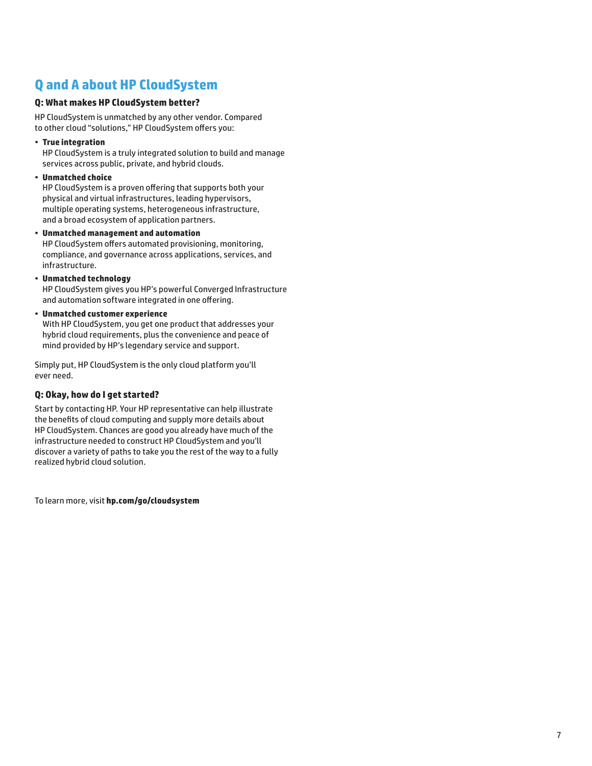# Q and A about HP CloudSystem

### Q: What makes HP CloudSystem better?

HP CloudSystem is unmatched by any other vendor. Compared to other cloud "solutions," HP CloudSystem offers you:

- **True integration**
  HP CloudSystem is a truly integrated solution to build and manage services across public, private, and hybrid clouds.
- **Unmatched choice**
  HP CloudSystem is a proven offering that supports both your physical and virtual infrastructures, leading hypervisors, multiple operating systems, heterogeneous infrastructure, and a broad ecosystem of application partners.
- **Unmatched management and automation**
  HP CloudSystem offers automated provisioning, monitoring, compliance, and governance across applications, services, and infrastructure.
- **Unmatched technology**
  HP CloudSystem gives you HP's powerful Converged Infrastructure and automation software integrated in one offering.
- **Unmatched customer experience**
  With HP CloudSystem, you get one product that addresses your hybrid cloud requirements, plus the convenience and peace of mind provided by HP's legendary service and support.

Simply put, HP CloudSystem is the only cloud platform you'll ever need.

### Q: Okay, how do I get started?

Start by contacting HP. Your HP representative can help illustrate the benefits of cloud computing and supply more details about HP CloudSystem. Chances are good you already have much of the infrastructure needed to construct HP CloudSystem and you'll discover a variety of paths to take you the rest of the way to a fully realized hybrid cloud solution.

To learn more, visit **hp.com/go/cloudsystem**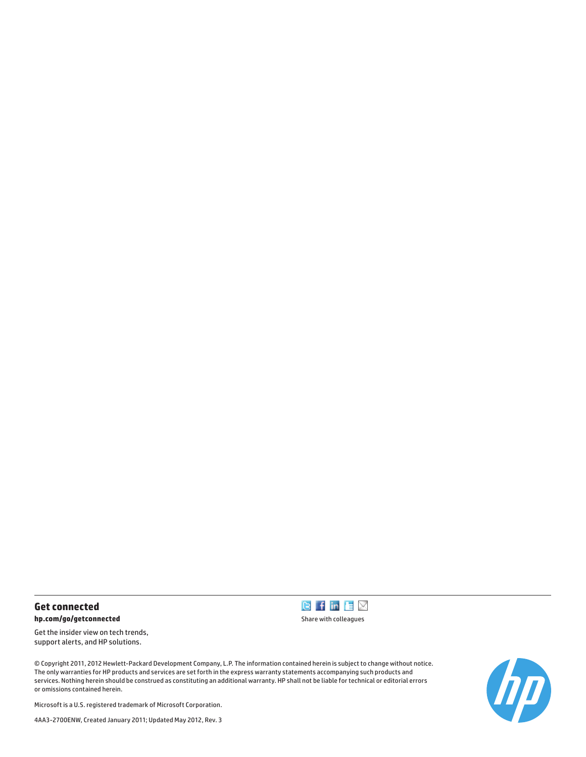## Get connected

**hp.com/go/getconnected**

Get the insider view on tech trends, support alerts, and HP solutions.

Share with colleagues

© Copyright 2011, 2012 Hewlett-Packard Development Company, L.P. The information contained herein is subject to change without notice. The only warranties for HP products and services are set forth in the express warranty statements accompanying such products and services. Nothing herein should be construed as constituting an additional warranty. HP shall not be liable for technical or editorial errors or omissions contained herein.

Microsoft is a U.S. registered trademark of Microsoft Corporation.

4AA3-2700ENW, Created January 2011; Updated May 2012, Rev. 3